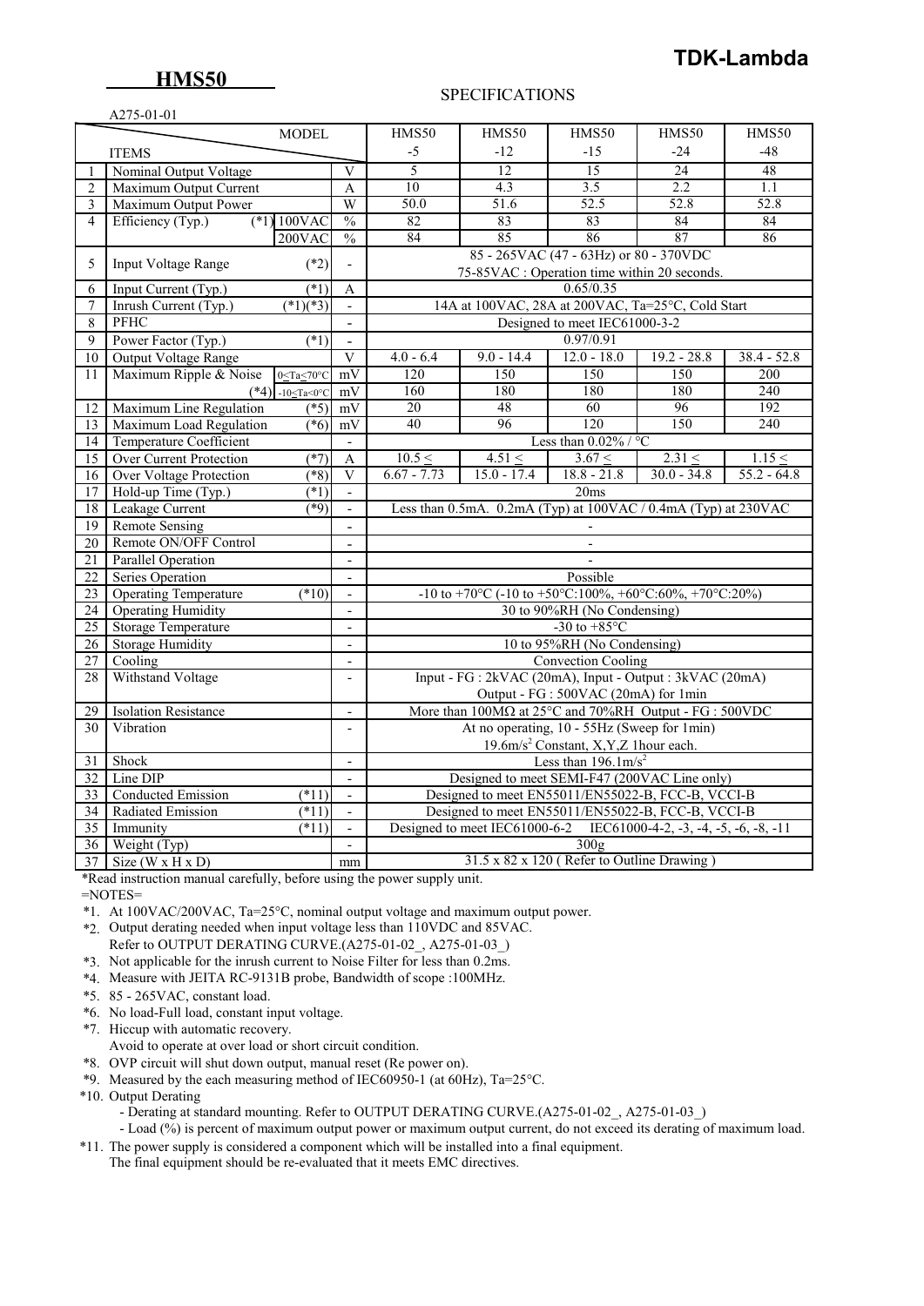**TDK-Lambda**

# HMS50

## SPECIFICATIONS

A275-01-01

| | ITEMS / MODEL | | | HMS50 -5 | HMS50 -12 | HMS50 -15 | HMS50 -24 | HMS50 -48 |
|---|---|---|---|---|---|---|---|---|
| 1 | Nominal Output Voltage | | V | 5 | 12 | 15 | 24 | 48 |
| 2 | Maximum Output Current | | A | 10 | 4.3 | 3.5 | 2.2 | 1.1 |
| 3 | Maximum Output Power | | W | 50.0 | 51.6 | 52.5 | 52.8 | 52.8 |
| 4 | Efficiency (Typ.) (*1) | 100VAC | % | 82 | 83 | 83 | 84 | 84 |
| | | 200VAC | % | 84 | 85 | 86 | 87 | 86 |
| 5 | Input Voltage Range (*2) | | - | 85 - 265VAC (47 - 63Hz) or 80 - 370VDC<br>75-85VAC : Operation time within 20 seconds. | | | | |
| 6 | Input Current (Typ.) (*1) | | A | 0.65/0.35 | | | | |
| 7 | Inrush Current (Typ.) (*1)(*3) | | - | 14A at 100VAC, 28A at 200VAC, Ta=25°C, Cold Start | | | | |
| 8 | PFHC | | - | Designed to meet IEC61000-3-2 | | | | |
| 9 | Power Factor (Typ.) (*1) | | - | 0.97/0.91 | | | | |
| 10 | Output Voltage Range | | V | 4.0 - 6.4 | 9.0 - 14.4 | 12.0 - 18.0 | 19.2 - 28.8 | 38.4 - 52.8 |
| 11 | Maximum Ripple & Noise (*4) | 0≤Ta≤70°C | mV | 120 | 150 | 150 | 150 | 200 |
| | | -10≤Ta<0°C | mV | 160 | 180 | 180 | 180 | 240 |
| 12 | Maximum Line Regulation (*5) | | mV | 20 | 48 | 60 | 96 | 192 |
| 13 | Maximum Load Regulation (*6) | | mV | 40 | 96 | 120 | 150 | 240 |
| 14 | Temperature Coefficient | | - | Less than 0.02% / °C | | | | |
| 15 | Over Current Protection (*7) | | A | 10.5 ≤ | 4.51 ≤ | 3.67 ≤ | 2.31 ≤ | 1.15 ≤ |
| 16 | Over Voltage Protection (*8) | | V | 6.67 - 7.73 | 15.0 - 17.4 | 18.8 - 21.8 | 30.0 - 34.8 | 55.2 - 64.8 |
| 17 | Hold-up Time (Typ.) (*1) | | - | 20ms | | | | |
| 18 | Leakage Current (*9) | | - | Less than 0.5mA. 0.2mA (Typ) at 100VAC / 0.4mA (Typ) at 230VAC | | | | |
| 19 | Remote Sensing | | - | - | | | | |
| 20 | Remote ON/OFF Control | | - | - | | | | |
| 21 | Parallel Operation | | - | - | | | | |
| 22 | Series Operation | | - | Possible | | | | |
| 23 | Operating Temperature (*10) | | - | -10 to +70°C (-10 to +50°C:100%, +60°C:60%, +70°C:20%) | | | | |
| 24 | Operating Humidity | | - | 30 to 90%RH (No Condensing) | | | | |
| 25 | Storage Temperature | | - | -30 to +85°C | | | | |
| 26 | Storage Humidity | | - | 10 to 95%RH (No Condensing) | | | | |
| 27 | Cooling | | - | Convection Cooling | | | | |
| 28 | Withstand Voltage | | - | Input - FG : 2kVAC (20mA), Input - Output : 3kVAC (20mA)<br>Output - FG : 500VAC (20mA) for 1min | | | | |
| 29 | Isolation Resistance | | - | More than 100MΩ at 25°C and 70%RH Output - FG : 500VDC | | | | |
| 30 | Vibration | | - | At no operating, 10 - 55Hz (Sweep for 1min)<br>19.6m/s$^2$ Constant, X,Y,Z 1hour each. | | | | |
| 31 | Shock | | - | Less than 196.1m/s$^2$ | | | | |
| 32 | Line DIP | | - | Designed to meet SEMI-F47 (200VAC Line only) | | | | |
| 33 | Conducted Emission (*11) | | - | Designed to meet EN55011/EN55022-B, FCC-B, VCCI-B | | | | |
| 34 | Radiated Emission (*11) | | - | Designed to meet EN55011/EN55022-B, FCC-B, VCCI-B | | | | |
| 35 | Immunity (*11) | | - | Designed to meet IEC61000-6-2 IEC61000-4-2, -3, -4, -5, -6, -8, -11 | | | | |
| 36 | Weight (Typ) | | - | 300g | | | | |
| 37 | Size (W x H x D) | | mm | 31.5 x 82 x 120 ( Refer to Outline Drawing ) | | | | |

*Read instruction manual carefully, before using the power supply unit.

=NOTES=

*1. At 100VAC/200VAC, Ta=25°C, nominal output voltage and maximum output power.

*2. Output derating needed when input voltage less than 110VDC and 85VAC.
Refer to OUTPUT DERATING CURVE.(A275-01-02_, A275-01-03_)

*3. Not applicable for the inrush current to Noise Filter for less than 0.2ms.

*4. Measure with JEITA RC-9131B probe, Bandwidth of scope :100MHz.

*5. 85 - 265VAC, constant load.

*6. No load-Full load, constant input voltage.

*7. Hiccup with automatic recovery.
Avoid to operate at over load or short circuit condition.

*8. OVP circuit will shut down output, manual reset (Re power on).

*9. Measured by the each measuring method of IEC60950-1 (at 60Hz), Ta=25°C.

*10. Output Derating
- Derating at standard mounting. Refer to OUTPUT DERATING CURVE.(A275-01-02_, A275-01-03_)
- Load (%) is percent of maximum output power or maximum output current, do not exceed its derating of maximum load.

*11. The power supply is considered a component which will be installed into a final equipment.
The final equipment should be re-evaluated that it meets EMC directives.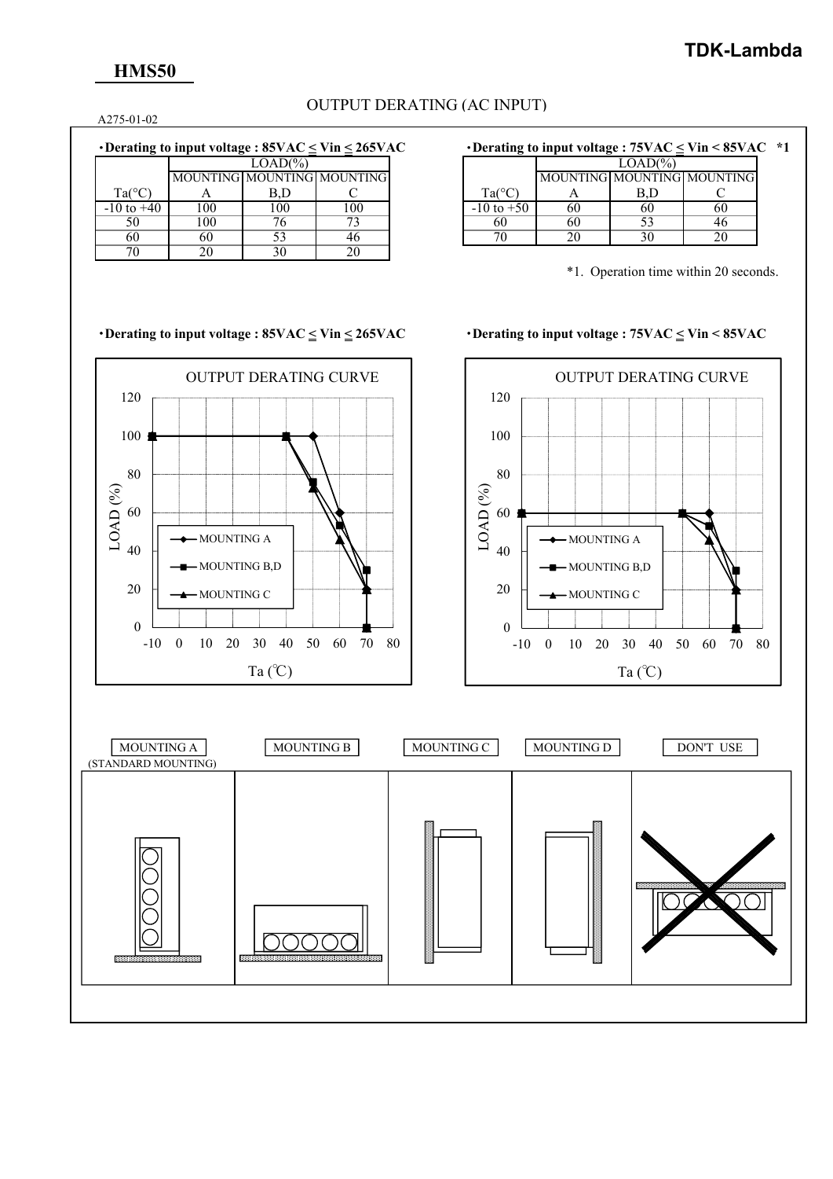## HMS50

A275-01-02

# OUTPUT DERATING (AC INPUT)

・**Derating to input voltage : 85VAC ≤ Vin ≤ 265VAC**

| | LOAD(%) | | |
|---|---|---|---|
| Ta(°C) | MOUNTING A | MOUNTING B,D | MOUNTING C |
| -10 to +40 | 100 | 100 | 100 |
| 50 | 100 | 76 | 73 |
| 60 | 60 | 53 | 46 |
| 70 | 20 | 30 | 20 |

・**Derating to input voltage : 75VAC ≤ Vin < 85VAC \*1**

| | LOAD(%) | | |
|---|---|---|---|
| Ta(°C) | MOUNTING A | MOUNTING B,D | MOUNTING C |
| -10 to +50 | 60 | 60 | 60 |
| 60 | 60 | 53 | 46 |
| 70 | 20 | 30 | 20 |

\*1. Operation time within 20 seconds.

・**Derating to input voltage : 85VAC ≤ Vin ≤ 265VAC**

OUTPUT DERATING CURVE

LOAD (%) vs Ta (℃) — MOUNTING A, MOUNTING B,D, MOUNTING C

・**Derating to input voltage : 75VAC ≤ Vin < 85VAC**

OUTPUT DERATING CURVE

LOAD (%) vs Ta (℃) — MOUNTING A, MOUNTING B,D, MOUNTING C

MOUNTING A (STANDARD MOUNTING) | MOUNTING B | MOUNTING C | MOUNTING D | DON'T USE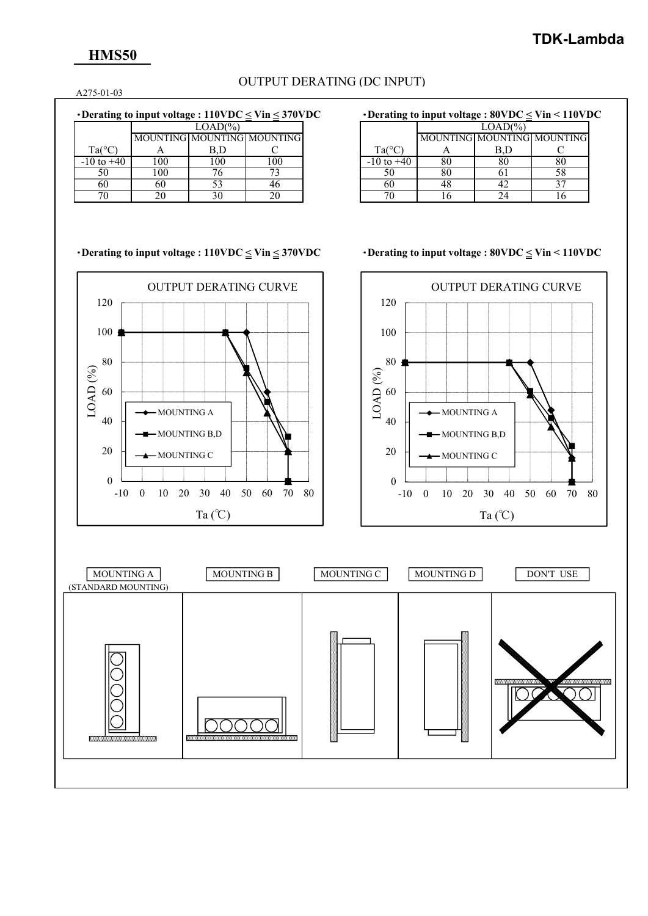# HMS50

A275-01-03

## OUTPUT DERATING (DC INPUT)

・Derating to input voltage : 110VDC ≤ Vin ≤ 370VDC

| | LOAD(%) | | |
|---|---|---|---|
| Ta(°C) | MOUNTING A | MOUNTING B,D | MOUNTING C |
| -10 to +40 | 100 | 100 | 100 |
| 50 | 100 | 76 | 73 |
| 60 | 60 | 53 | 46 |
| 70 | 20 | 30 | 20 |

・Derating to input voltage : 80VDC ≤ Vin < 110VDC

| | LOAD(%) | | |
|---|---|---|---|
| Ta(°C) | MOUNTING A | MOUNTING B,D | MOUNTING C |
| -10 to +40 | 80 | 80 | 80 |
| 50 | 80 | 61 | 58 |
| 60 | 48 | 42 | 37 |
| 70 | 16 | 24 | 16 |

・Derating to input voltage : 110VDC ≤ Vin ≤ 370VDC

OUTPUT DERATING CURVE

LOAD (%)

120
100
80
60
40
20
0

-10 0 10 20 30 40 50 60 70 80

Ta (℃)

MOUNTING A
MOUNTING B,D
MOUNTING C

・Derating to input voltage : 80VDC ≤ Vin < 110VDC

OUTPUT DERATING CURVE

LOAD (%)

120
100
80
60
40
20
0

-10 0 10 20 30 40 50 60 70 80

Ta (℃)

MOUNTING A
MOUNTING B,D
MOUNTING C

MOUNTING A (STANDARD MOUNTING)

MOUNTING B

MOUNTING C

MOUNTING D

DON'T USE